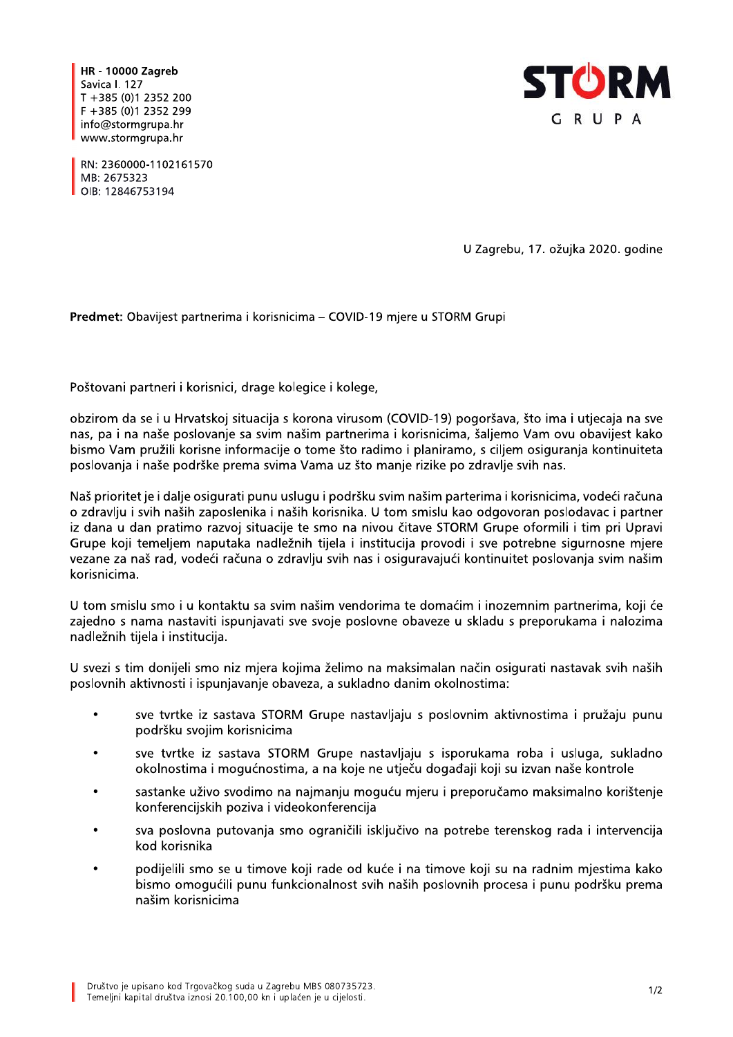**HR - 10000 Zagreb**
Savica I. 127
T +385 (0)1 2352 200
F +385 (0)1 2352 299
info@stormgrupa.hr
www.stormgrupa.hr

RN: 2360000-1102161570
MB: 2675323
OIB: 12846753194

STORM GRUPA

U Zagrebu, 17. ožujka 2020. godine

**Predmet:** Obavijest partnerima i korisnicima – COVID-19 mjere u STORM Grupi

Poštovani partneri i korisnici, drage kolegice i kolege,

obzirom da se i u Hrvatskoj situacija s korona virusom (COVID-19) pogoršava, što ima i utjecaja na sve nas, pa i na naše poslovanje sa svim našim partnerima i korisnicima, šaljemo Vam ovu obavijest kako bismo Vam pružili korisne informacije o tome što radimo i planiramo, s ciljem osiguranja kontinuiteta poslovanja i naše podrške prema svima Vama uz što manje rizike po zdravlje svih nas.

Naš prioritet je i dalje osigurati punu uslugu i podršku svim našim parterima i korisnicima, vodeći računa o zdravlju i svih naših zaposlenika i naših korisnika. U tom smislu kao odgovoran poslodavac i partner iz dana u dan pratimo razvoj situacije te smo na nivou čitave STORM Grupe oformili i tim pri Upravi Grupe koji temeljem naputaka nadležnih tijela i institucija provodi i sve potrebne sigurnosne mjere vezane za naš rad, vodeći računa o zdravlju svih nas i osiguravajući kontinuitet poslovanja svim našim korisnicima.

U tom smislu smo i u kontaktu sa svim našim vendorima te domaćim i inozemnim partnerima, koji će zajedno s nama nastaviti ispunjavati sve svoje poslovne obaveze u skladu s preporukama i nalozima nadležnih tijela i institucija.

U svezi s tim donijeli smo niz mjera kojima želimo na maksimalan način osigurati nastavak svih naših poslovnih aktivnosti i ispunjavanje obaveza, a sukladno danim okolnostima:

- sve tvrtke iz sastava STORM Grupe nastavljaju s poslovnim aktivnostima i pružaju punu podršku svojim korisnicima
- sve tvrtke iz sastava STORM Grupe nastavljaju s isporukama roba i usluga, sukladno okolnostima i mogućnostima, a na koje ne utječu događaji koji su izvan naše kontrole
- sastanke uživo svodimo na najmanju moguću mjeru i preporučamo maksimalno korištenje konferencijskih poziva i videokonferencija
- sva poslovna putovanja smo ograničili isključivo na potrebe terenskog rada i intervencija kod korisnika
- podijelili smo se u timove koji rade od kuće i na timove koji su na radnim mjestima kako bismo omogućili punu funkcionalnost svih naših poslovnih procesa i punu podršku prema našim korisnicima

Društvo je upisano kod Trgovačkog suda u Zagrebu MBS 080735723.
Temeljni kapital društva iznosi 20.100,00 kn i uplaćen je u cijelosti.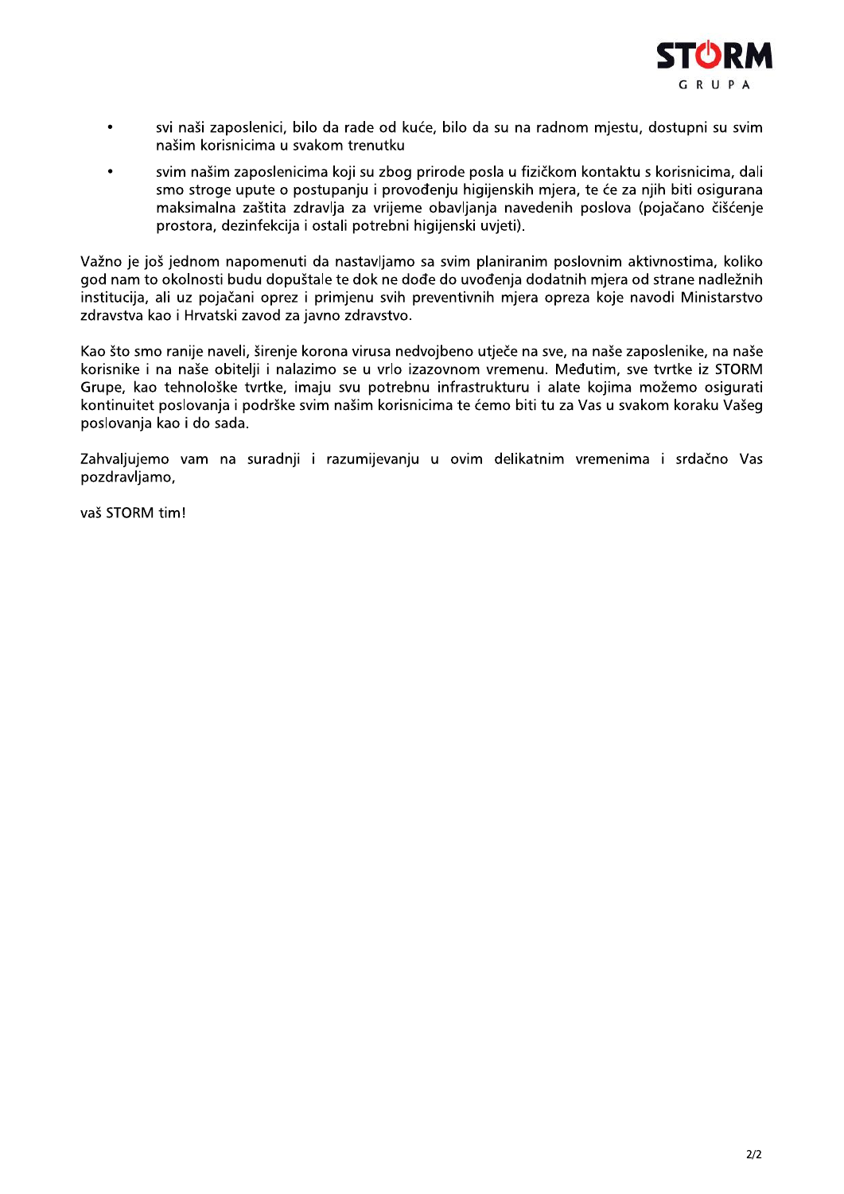- svi naši zaposlenici, bilo da rade od kuće, bilo da su na radnom mjestu, dostupni su svim našim korisnicima u svakom trenutku
- svim našim zaposlenicima koji su zbog prirode posla u fizičkom kontaktu s korisnicima, dali smo stroge upute o postupanju i provođenju higijenskih mjera, te će za njih biti osigurana maksimalna zaštita zdravlja za vrijeme obavljanja navedenih poslova (pojačano čišćenje prostora, dezinfekcija i ostali potrebni higijenski uvjeti).

Važno je još jednom napomenuti da nastavljamo sa svim planiranim poslovnim aktivnostima, koliko god nam to okolnosti budu dopuštale te dok ne dođe do uvođenja dodatnih mjera od strane nadležnih institucija, ali uz pojačani oprez i primjenu svih preventivnih mjera opreza koje navodi Ministarstvo zdravstva kao i Hrvatski zavod za javno zdravstvo.

Kao što smo ranije naveli, širenje korona virusa nedvojbeno utječe na sve, na naše zaposlenike, na naše korisnike i na naše obitelji i nalazimo se u vrlo izazovnom vremenu. Međutim, sve tvrtke iz STORM Grupe, kao tehnološke tvrtke, imaju svu potrebnu infrastrukturu i alate kojima možemo osigurati kontinuitet poslovanja i podrške svim našim korisnicima te ćemo biti tu za Vas u svakom koraku Vašeg poslovanja kao i do sada.

Zahvaljujemo vam na suradnji i razumijevanju u ovim delikatnim vremenima i srdačno Vas pozdravljamo,

vaš STORM tim!